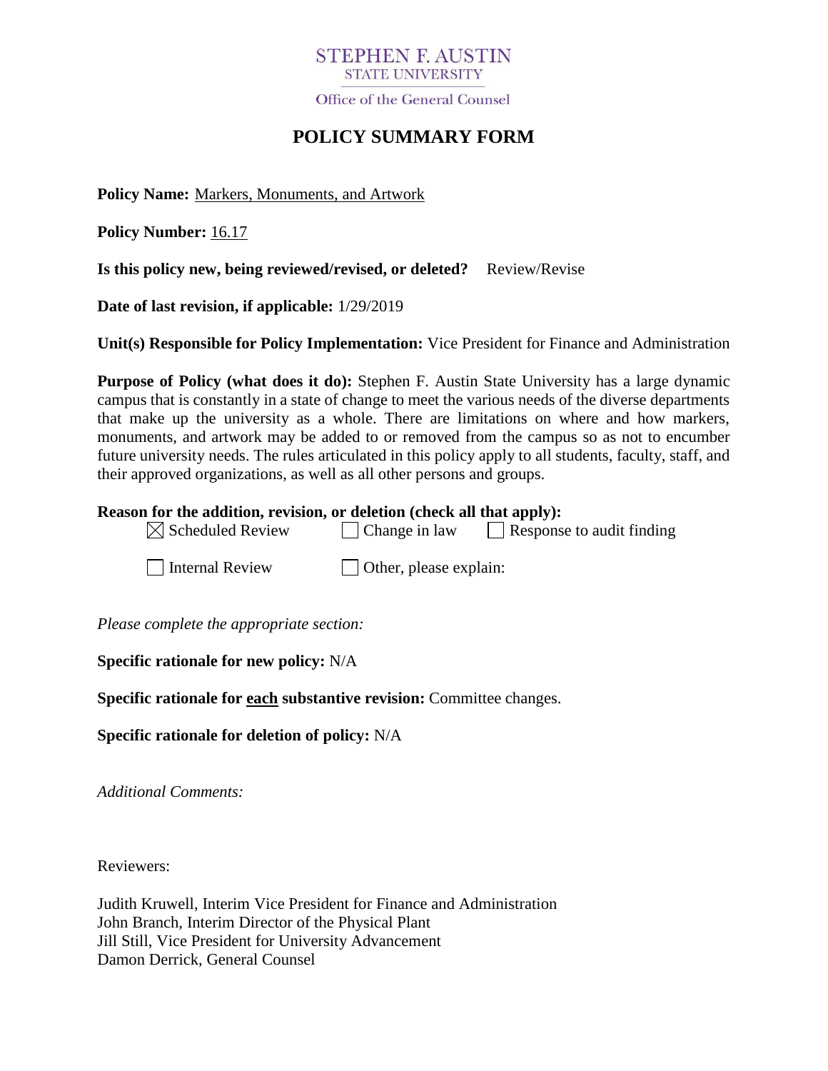STEPHEN F. AUSTIN
STATE UNIVERSITY

Office of the General Counsel

# POLICY SUMMARY FORM

**Policy Name:** Markers, Monuments, and Artwork

**Policy Number:** 16.17

**Is this policy new, being reviewed/revised, or deleted?** Review/Revise

**Date of last revision, if applicable:** 1/29/2019

**Unit(s) Responsible for Policy Implementation:** Vice President for Finance and Administration

**Purpose of Policy (what does it do):** Stephen F. Austin State University has a large dynamic campus that is constantly in a state of change to meet the various needs of the diverse departments that make up the university as a whole. There are limitations on where and how markers, monuments, and artwork may be added to or removed from the campus so as not to encumber future university needs. The rules articulated in this policy apply to all students, faculty, staff, and their approved organizations, as well as all other persons and groups.

**Reason for the addition, revision, or deletion (check all that apply):**

- [x] Scheduled Review
- [ ] Change in law
- [ ] Response to audit finding
- [ ] Internal Review
- [ ] Other, please explain:

*Please complete the appropriate section:*

**Specific rationale for new policy:** N/A

**Specific rationale for each substantive revision:** Committee changes.

**Specific rationale for deletion of policy:** N/A

*Additional Comments:*

Reviewers:

Judith Kruwell, Interim Vice President for Finance and Administration
John Branch, Interim Director of the Physical Plant
Jill Still, Vice President for University Advancement
Damon Derrick, General Counsel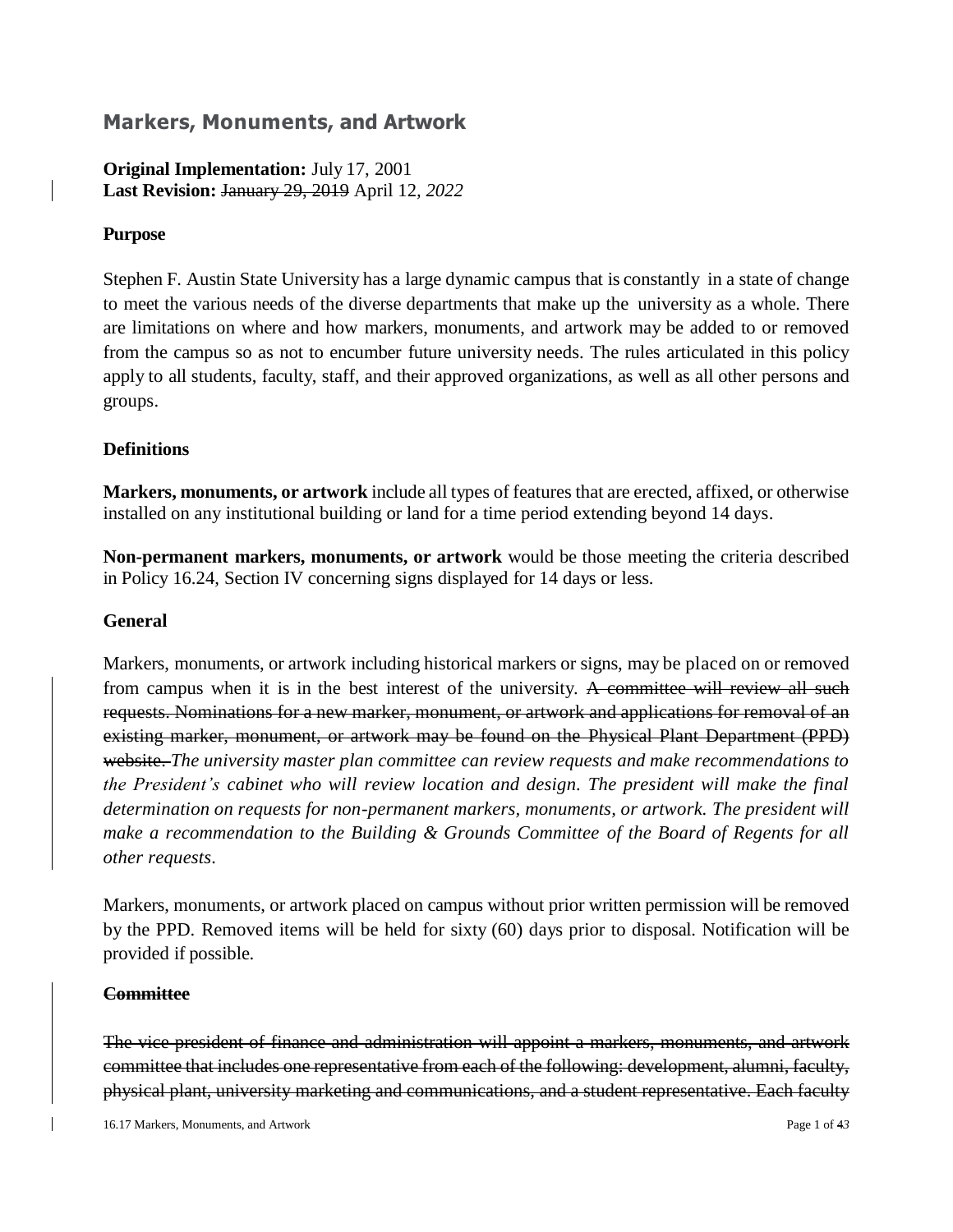## Markers, Monuments, and Artwork

**Original Implementation:** July 17, 2001
**Last Revision:** ~~January 29, 2019~~ April 12, *2022*

**Purpose**

Stephen F. Austin State University has a large dynamic campus that is constantly in a state of change to meet the various needs of the diverse departments that make up the university as a whole. There are limitations on where and how markers, monuments, and artwork may be added to or removed from the campus so as not to encumber future university needs. The rules articulated in this policy apply to all students, faculty, staff, and their approved organizations, as well as all other persons and groups.

**Definitions**

**Markers, monuments, or artwork** include all types of features that are erected, affixed, or otherwise installed on any institutional building or land for a time period extending beyond 14 days.

**Non-permanent markers, monuments, or artwork** would be those meeting the criteria described in Policy 16.24, Section IV concerning signs displayed for 14 days or less.

**General**

Markers, monuments, or artwork including historical markers or signs, may be placed on or removed from campus when it is in the best interest of the university. ~~A committee will review all such requests. Nominations for a new marker, monument, or artwork and applications for removal of an existing marker, monument, or artwork may be found on the Physical Plant Department (PPD) website.~~ *The university master plan committee can review requests and make recommendations to the President's cabinet who will review location and design. The president will make the final determination on requests for non-permanent markers, monuments, or artwork. The president will make a recommendation to the Building & Grounds Committee of the Board of Regents for all other requests.*

Markers, monuments, or artwork placed on campus without prior written permission will be removed by the PPD. Removed items will be held for sixty (60) days prior to disposal. Notification will be provided if possible.

~~**Committee**~~

~~The vice president of finance and administration will appoint a markers, monuments, and artwork committee that includes one representative from each of the following: development, alumni, faculty, physical plant, university marketing and communications, and a student representative. Each faculty~~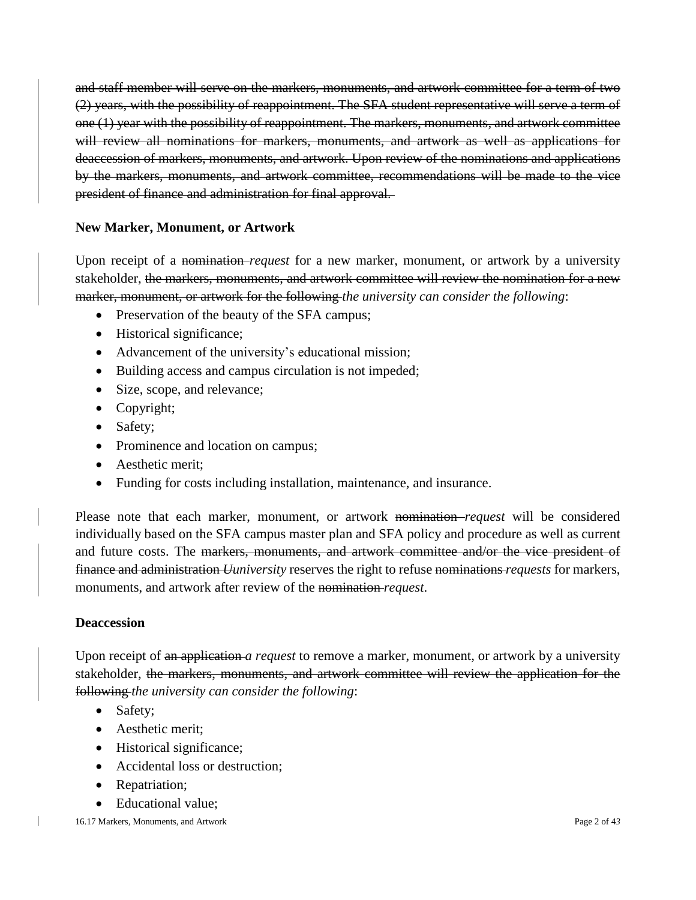~~and staff member will serve on the markers, monuments, and artwork committee for a term of two (2) years, with the possibility of reappointment. The SFA student representative will serve a term of one (1) year with the possibility of reappointment. The markers, monuments, and artwork committee will review all nominations for markers, monuments, and artwork as well as applications for deaccession of markers, monuments, and artwork. Upon review of the nominations and applications by the markers, monuments, and artwork committee, recommendations will be made to the vice president of finance and administration for final approval.~~

**New Marker, Monument, or Artwork**

Upon receipt of a ~~nomination~~ *request* for a new marker, monument, or artwork by a university stakeholder, ~~the markers, monuments, and artwork committee will review the nomination for a new marker, monument, or artwork for the following~~ *the university can consider the following*:

- Preservation of the beauty of the SFA campus;
- Historical significance;
- Advancement of the university's educational mission;
- Building access and campus circulation is not impeded;
- Size, scope, and relevance;
- Copyright;
- Safety;
- Prominence and location on campus;
- Aesthetic merit;
- Funding for costs including installation, maintenance, and insurance.

Please note that each marker, monument, or artwork ~~nomination~~ *request* will be considered individually based on the SFA campus master plan and SFA policy and procedure as well as current and future costs. The ~~markers, monuments, and artwork committee and/or the vice president of finance and administration~~ ~~*U*~~*university* reserves the right to refuse ~~nominations~~ *requests* for markers, monuments, and artwork after review of the ~~nomination~~ *request*.

**Deaccession**

Upon receipt of ~~an application~~ *a request* to remove a marker, monument, or artwork by a university stakeholder, ~~the markers, monuments, and artwork committee will review the application for the following~~ *the university can consider the following*:

- Safety;
- Aesthetic merit;
- Historical significance;
- Accidental loss or destruction;
- Repatriation;
- Educational value;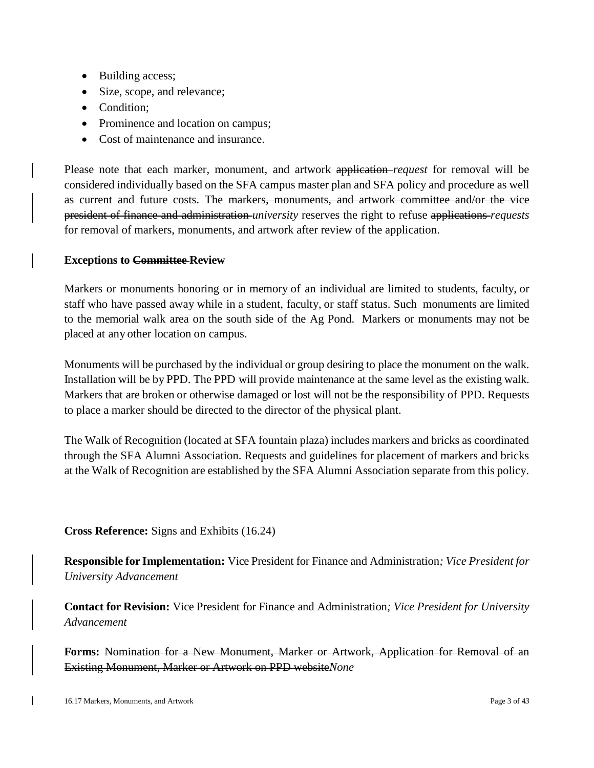- Building access;
- Size, scope, and relevance;
- Condition;
- Prominence and location on campus;
- Cost of maintenance and insurance.

Please note that each marker, monument, and artwork ~~application~~ *request* for removal will be considered individually based on the SFA campus master plan and SFA policy and procedure as well as current and future costs. The ~~markers, monuments, and artwork committee and/or the vice president of finance and administration~~ *university* reserves the right to refuse ~~applications~~ *requests* for removal of markers, monuments, and artwork after review of the application.

**Exceptions to ~~Committee~~ Review**

Markers or monuments honoring or in memory of an individual are limited to students, faculty, or staff who have passed away while in a student, faculty, or staff status. Such monuments are limited to the memorial walk area on the south side of the Ag Pond. Markers or monuments may not be placed at any other location on campus.

Monuments will be purchased by the individual or group desiring to place the monument on the walk. Installation will be by PPD. The PPD will provide maintenance at the same level as the existing walk. Markers that are broken or otherwise damaged or lost will not be the responsibility of PPD. Requests to place a marker should be directed to the director of the physical plant.

The Walk of Recognition (located at SFA fountain plaza) includes markers and bricks as coordinated through the SFA Alumni Association. Requests and guidelines for placement of markers and bricks at the Walk of Recognition are established by the SFA Alumni Association separate from this policy.

**Cross Reference:** Signs and Exhibits (16.24)

**Responsible for Implementation:** Vice President for Finance and Administration*; Vice President for University Advancement*

**Contact for Revision:** Vice President for Finance and Administration*; Vice President for University Advancement*

**Forms:** ~~Nomination for a New Monument, Marker or Artwork, Application for Removal of an Existing Monument, Marker or Artwork on PPD website~~*None*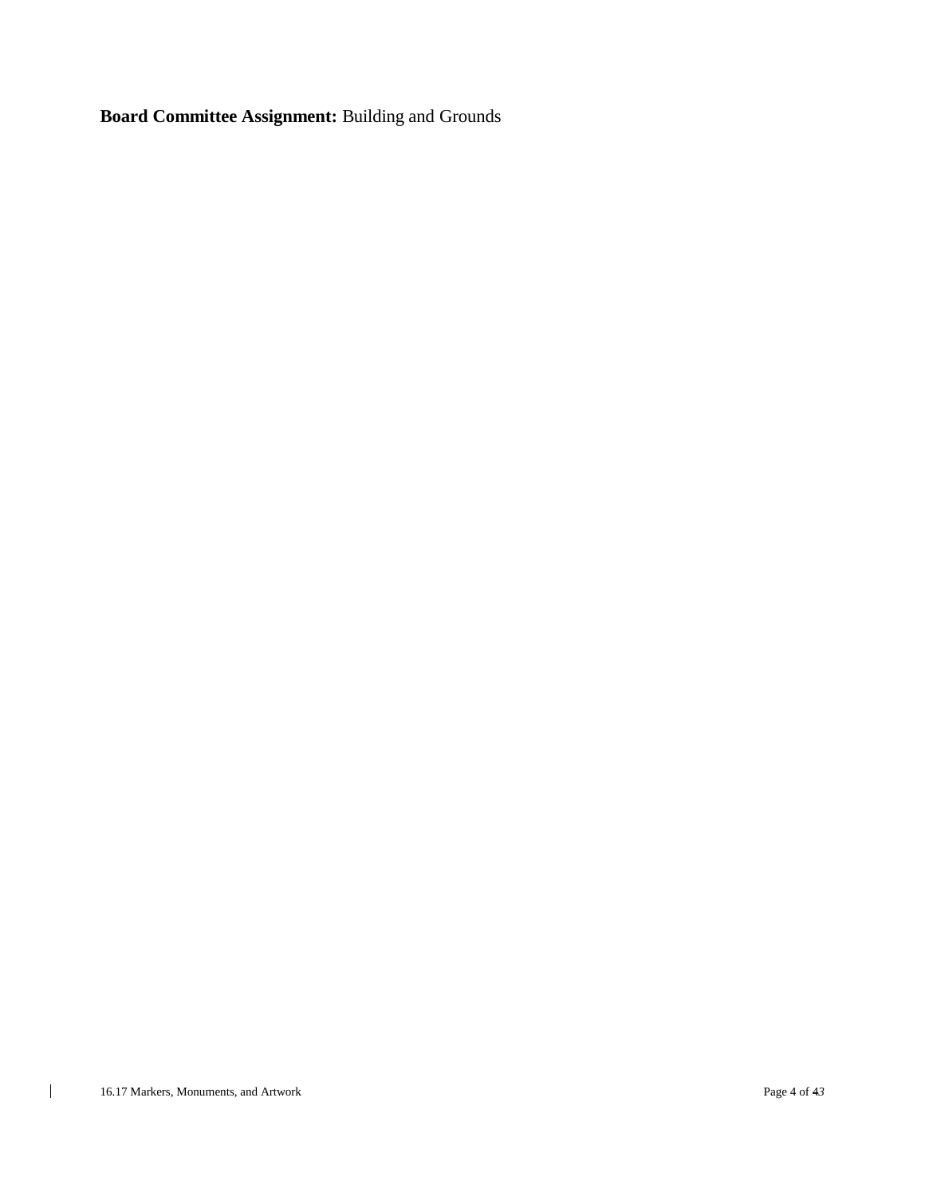**Board Committee Assignment:** Building and Grounds